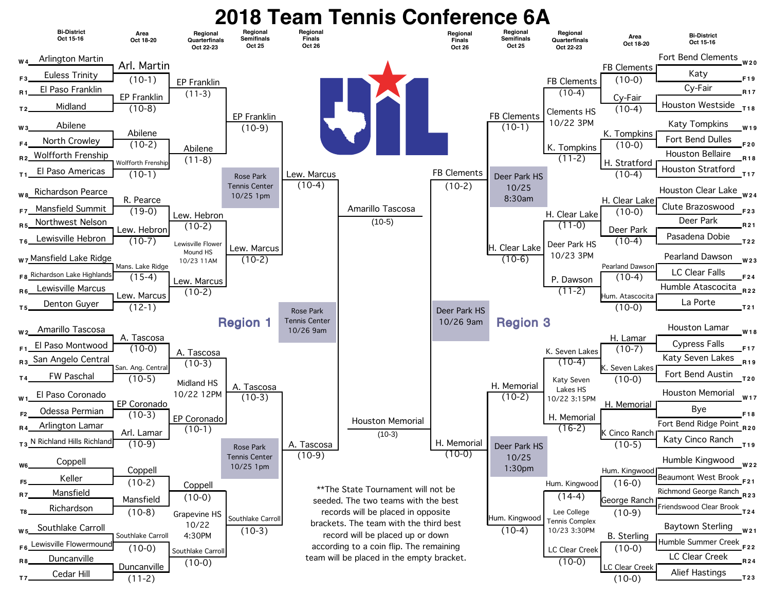# 2018 Team Tennis Conference 6A

## Region 1

### Bi-District (Oct 15-16)

| Seed | Team | Seed | Team |
|---|---|---|---|
| W4 | Arlington Martin | F3 | Euless Trinity |
| R1 | El Paso Franklin | T2 | Midland |
| W3 | Abilene | F4 | North Crowley |
| R2 | Wolfforth Frenship | T1 | El Paso Americas |
| W8 | Richardson Pearce | F7 | Mansfield Summit |
| R5 | Northwest Nelson | T6 | Lewisville Hebron |
| W7 | Mansfield Lake Ridge | F8 | Richardson Lake Highlands |
| R6 | Lewisville Marcus | T5 | Denton Guyer |
| W2 | Amarillo Tascosa | F1 | El Paso Montwood |
| R3 | San Angelo Central | T4 | FW Paschal |
| W1 | El Paso Coronado | F2 | Odessa Permian |
| R4 | Arlington Lamar | T3 | N Richland Hills Richland |
| W6 | Coppell | F5 | Keller |
| R7 | Mansfield | T8 | Richardson |
| W5 | Southlake Carroll | F6 | Lewisville Flowermound |
| R8 | Duncanville | T7 | Cedar Hill |

### Area (Oct 18-20)

- Arl. Martin (10-1)
- EP Franklin (10-8)
- Abilene (10-2)
- Wolfforth Frenship (10-1)
- R. Pearce (19-0)
- Lew. Hebron (10-7)
- Mans. Lake Ridge (15-4)
- Lew. Marcus (12-1)
- A. Tascosa (10-0)
- San. Ang. Central (10-5)
- EP Coronado (10-3)
- Arl. Lamar (10-9)
- Coppell (10-2)
- Mansfield (10-8)
- Southlake Carroll (10-0)
- Duncanville (11-2)

### Regional Quarterfinals (Oct 22-23)

- EP Franklin (11-3)
- Abilene (11-8)
- Lew. Hebron (10-2) — Lewisville Flower Mound HS 10/23 11AM
- Lew. Marcus (10-2)
- A. Tascosa (10-3) — Midland HS 10/22 12PM
- EP Coronado (10-1)
- Coppell (10-0) — Grapevine HS 10/22 4:30PM
- Southlake Carroll (10-0)

### Regional Semifinals (Oct 25)

- EP Franklin (10-9) — Rose Park Tennis Center 10/25 1pm
- Lew. Marcus (10-2)
- A. Tascosa (10-3) — Rose Park Tennis Center 10/25 1pm
- Southlake Carroll (10-3)

### Regional Finals (Oct 26)

- Lew. Marcus (10-4) — Rose Park Tennis Center 10/26 9am
- A. Tascosa (10-9)

### Region 1 Champion

- Amarillo Tascosa (10-5)

## Region 3

### Bi-District (Oct 15-16)

| Team | Seed | Team | Seed |
|---|---|---|---|
| Fort Bend Clements | W20 | Katy | F19 |
| Cy-Fair | R17 | Houston Westside | T18 |
| Katy Tompkins | W19 | Fort Bend Dulles | F20 |
| Houston Bellaire | R18 | Houston Stratford | T17 |
| Houston Clear Lake | W24 | Clute Brazoswood | F23 |
| Deer Park | R21 | Pasadena Dobie | T22 |
| Pearland Dawson | W23 | LC Clear Falls | F24 |
| Humble Atascocita | R22 | La Porte | T21 |
| Houston Lamar | W18 | Cypress Falls | F17 |
| Katy Seven Lakes | R19 | Fort Bend Austin | T20 |
| Houston Memorial | W17 | Bye | F18 |
| Fort Bend Ridge Point | R20 | Katy Cinco Ranch | T19 |
| Humble Kingwood | W22 | Beaumont West Brook | F21 |
| Richmond George Ranch | R23 | Friendswood Clear Brook | T24 |
| Baytown Sterling | W21 | Humble Summer Creek | F22 |
| LC Clear Creek | R24 | Alief Hastings | T23 |

### Area (Oct 18-20)

- FB Clements (10-0)
- Cy-Fair (10-4)
- K. Tompkins (10-0)
- H. Stratford (10-4)
- H. Clear Lake (10-0)
- Deer Park (10-4)
- Pearland Dawson (10-4)
- Hum. Atascocita (10-0)
- H. Lamar (10-7)
- K. Seven Lakes (10-0)
- H. Memorial
- K Cinco Ranch (10-5)
- Hum. Kingwood (16-0)
- George Ranch (10-9)
- B. Sterling (10-0)
- LC Clear Creek (10-0)

### Regional Quarterfinals (Oct 22-23)

- FB Clements (10-4) — Clements HS 10/22 3PM
- K. Tompkins (11-2)
- H. Clear Lake (11-0) — Deer Park HS 10/23 3PM
- P. Dawson (11-2)
- K. Seven Lakes (10-4) — Katy Seven Lakes HS 10/22 3:15PM
- H. Memorial (16-2)
- Hum. Kingwood (14-4) — Lee College Tennis Complex 10/23 3:30PM
- LC Clear Creek (10-0)

### Regional Semifinals (Oct 25)

- FB Clements (10-1) — Deer Park HS 10/25 8:30am
- H. Clear Lake (10-6)
- H. Memorial (10-2) — Deer Park HS 10/25 1:30pm
- Hum. Kingwood (10-4)

### Regional Finals (Oct 26)

- FB Clements (10-2) — Deer Park HS 10/26 9am
- H. Memorial (10-0)

### Region 3 Champion

- Houston Memorial (10-3)

**The State Tournament will not be seeded. The two teams with the best records will be placed in opposite brackets. The team with the third best record will be placed up or down according to a coin flip. The remaining team will be placed in the empty bracket.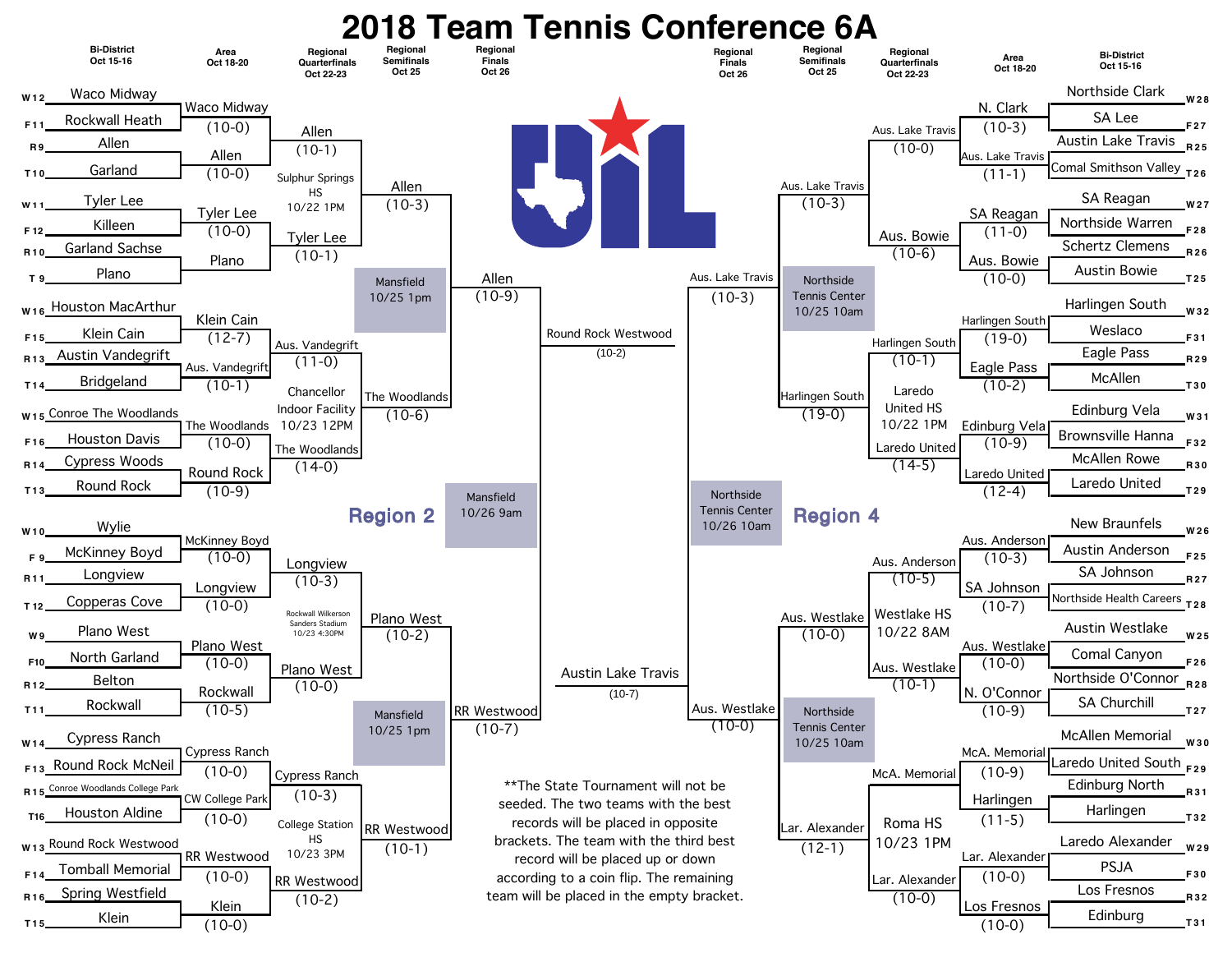# 2018 Team Tennis Conference 6A

## Region 2

### Bi-District (Oct 15-16)

- W12 Waco Midway vs F11 Rockwall Heath
- R9 Allen vs T10 Garland
- W11 Tyler Lee vs F12 Killeen
- R10 Garland Sachse vs T9 Plano
- W16 Houston MacArthur vs F15 Klein Cain
- R13 Austin Vandegrift vs T14 Bridgeland
- W15 Conroe The Woodlands vs F16 Houston Davis
- R14 Cypress Woods vs T13 Round Rock
- W10 Wylie vs F9 McKinney Boyd
- R11 Longview vs T12 Copperas Cove
- W9 Plano West vs F10 North Garland
- R12 Belton vs T11 Rockwall
- W14 Cypress Ranch vs F13 Round Rock McNeil
- R15 Conroe Woodlands College Park vs T16 Houston Aldine
- W13 Round Rock Westwood vs F14 Tomball Memorial
- R16 Spring Westfield vs T15 Klein

### Area (Oct 18-20)

- Waco Midway (10-0)
- Allen (10-0)
- Tyler Lee (10-0)
- Plano
- Klein Cain (12-7)
- Aus. Vandegrift (10-1)
- The Woodlands (10-0)
- Round Rock (10-9)
- McKinney Boyd (10-0)
- Longview (10-0)
- Plano West (10-0)
- Rockwall (10-5)
- Cypress Ranch (10-0)
- CW College Park (10-0)
- RR Westwood (10-0)
- Klein (10-0)

### Regional Quarterfinals (Oct 22-23)

- Allen (10-1)
- Tyler Lee (10-1)
- Sulphur Springs HS 10/22 1PM
- Aus. Vandegrift (11-0)
- The Woodlands (14-0)
- Chancellor Indoor Facility 10/23 12PM
- Longview (10-3)
- Plano West (10-0)
- Rockwall Wilkerson Sanders Stadium 10/23 4:30PM
- Cypress Ranch (10-3)
- RR Westwood (10-2)
- College Station HS 10/23 3PM

### Regional Semifinals (Oct 25)

- Allen (10-3)
- The Woodlands (10-6)
- Mansfield 10/25 1pm
- Plano West (10-2)
- RR Westwood (10-1)
- Mansfield 10/25 1pm

### Regional Finals (Oct 26)

- Allen (10-9)
- RR Westwood (10-7)
- Mansfield 10/26 9am

**Region 2 Champion:** Round Rock Westwood (10-2)

## Region 4

### Bi-District (Oct 15-16)

- W28 Northside Clark vs F27 SA Lee
- R25 Austin Lake Travis vs T26 Comal Smithson Valley
- W27 SA Reagan vs F28 Northside Warren
- R26 Schertz Clemens vs T25 Austin Bowie
- W32 Harlingen South vs F31 Weslaco
- R29 Eagle Pass vs T30 McAllen
- W31 Edinburg Vela vs F32 Brownsville Hanna
- R30 McAllen Rowe vs T29 Laredo United
- W26 New Braunfels vs F25 Austin Anderson
- R27 SA Johnson vs T28 Northside Health Careers
- W25 Austin Westlake vs F26 Comal Canyon
- R28 Northside O'Connor vs T27 SA Churchill
- W30 McAllen Memorial vs F29 Laredo United South
- R31 Edinburg North vs T32 Harlingen
- W29 Laredo Alexander vs F30 PSJA
- R32 Los Fresnos vs T31 Edinburg

### Area (Oct 18-20)

- N. Clark (10-3)
- Aus. Lake Travis (11-1)
- SA Reagan (11-0)
- Aus. Bowie (10-0)
- Harlingen South (19-0)
- Eagle Pass (10-2)
- Edinburg Vela (10-9)
- Laredo United (12-4)
- Aus. Anderson (10-3)
- SA Johnson (10-7)
- Aus. Westlake (10-0)
- N. O'Connor (10-9)
- McA. Memorial (10-9)
- Harlingen (11-5)
- Lar. Alexander (10-0)
- Los Fresnos (10-0)

### Regional Quarterfinals (Oct 22-23)

- Aus. Lake Travis (10-0)
- Aus. Bowie (10-6)
- Harlingen South (10-1)
- Laredo United (14-5)
- Laredo United HS 10/22 1PM
- Aus. Anderson (10-5)
- Aus. Westlake (10-1)
- Westlake HS 10/22 8AM
- McA. Memorial
- Lar. Alexander (10-0)
- Roma HS 10/23 1PM

### Regional Semifinals (Oct 25)

- Aus. Lake Travis (10-3)
- Harlingen South (19-0)
- Northside Tennis Center 10/25 10am
- Aus. Westlake (10-0)
- Lar. Alexander (12-1)
- Northside Tennis Center 10/25 10am

### Regional Finals (Oct 26)

- Aus. Lake Travis (10-3)
- Aus. Westlake (10-0)
- Northside Tennis Center 10/26 10am

**Region 4 Champion:** Austin Lake Travis (10-7)

**The State Tournament will not be seeded. The two teams with the best records will be placed in opposite brackets. The team with the third best record will be placed up or down according to a coin flip. The remaining team will be placed in the empty bracket.